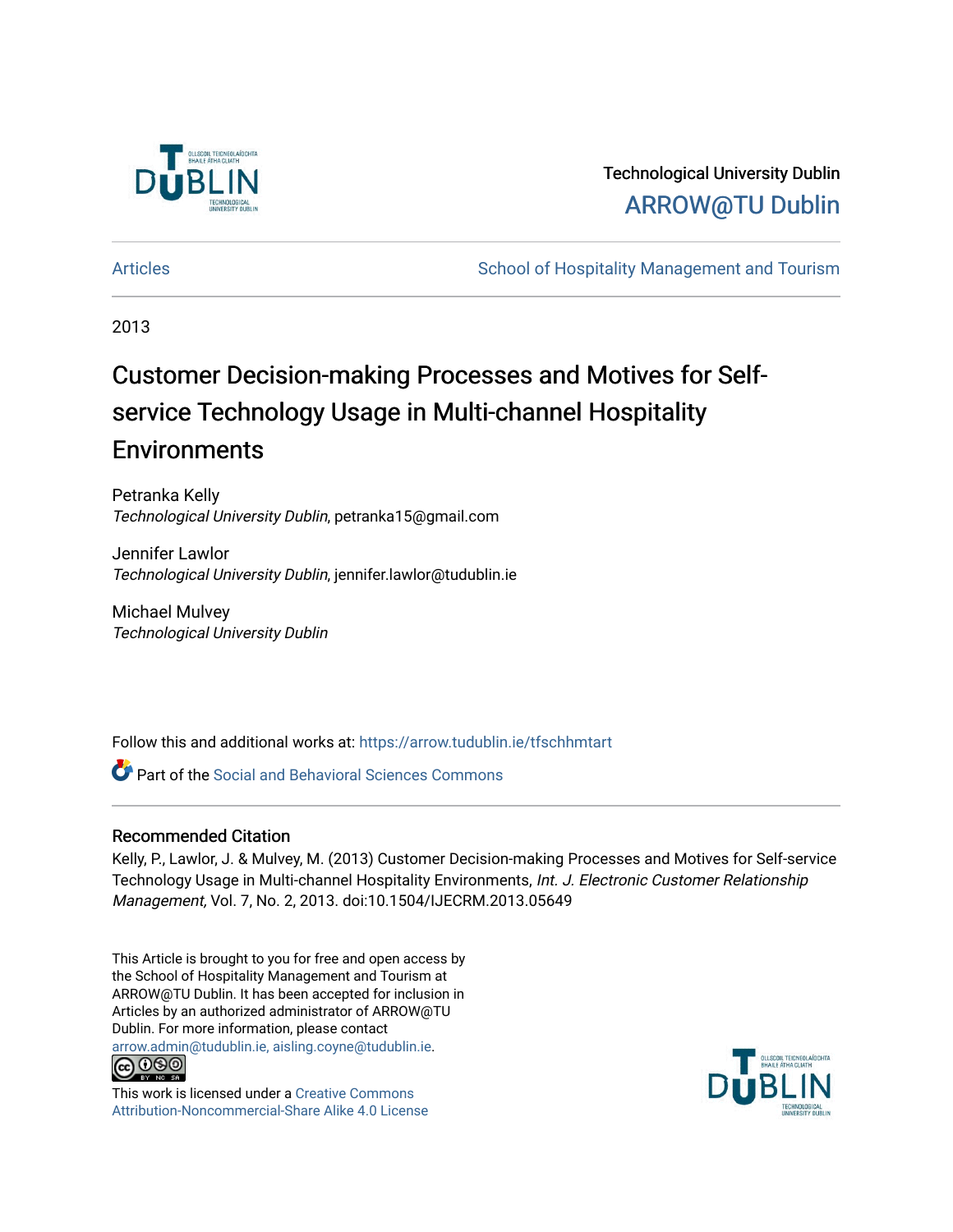Technological University Dublin

ARROW@TU Dublin

Articles | School of Hospitality Management and Tourism

2013

# Customer Decision-making Processes and Motives for Self-service Technology Usage in Multi-channel Hospitality Environments

Petranka Kelly
*Technological University Dublin*, petranka15@gmail.com

Jennifer Lawlor
*Technological University Dublin*, jennifer.lawlor@tudublin.ie

Michael Mulvey
*Technological University Dublin*

Follow this and additional works at: https://arrow.tudublin.ie/tfschhmtart

Part of the Social and Behavioral Sciences Commons

## Recommended Citation

Kelly, P., Lawlor, J. & Mulvey, M. (2013) Customer Decision-making Processes and Motives for Self-service Technology Usage in Multi-channel Hospitality Environments, *Int. J. Electronic Customer Relationship Management,* Vol. 7, No. 2, 2013. doi:10.1504/IJECRM.2013.05649

This Article is brought to you for free and open access by the School of Hospitality Management and Tourism at ARROW@TU Dublin. It has been accepted for inclusion in Articles by an authorized administrator of ARROW@TU Dublin. For more information, please contact arrow.admin@tudublin.ie, aisling.coyne@tudublin.ie.

This work is licensed under a Creative Commons Attribution-Noncommercial-Share Alike 4.0 License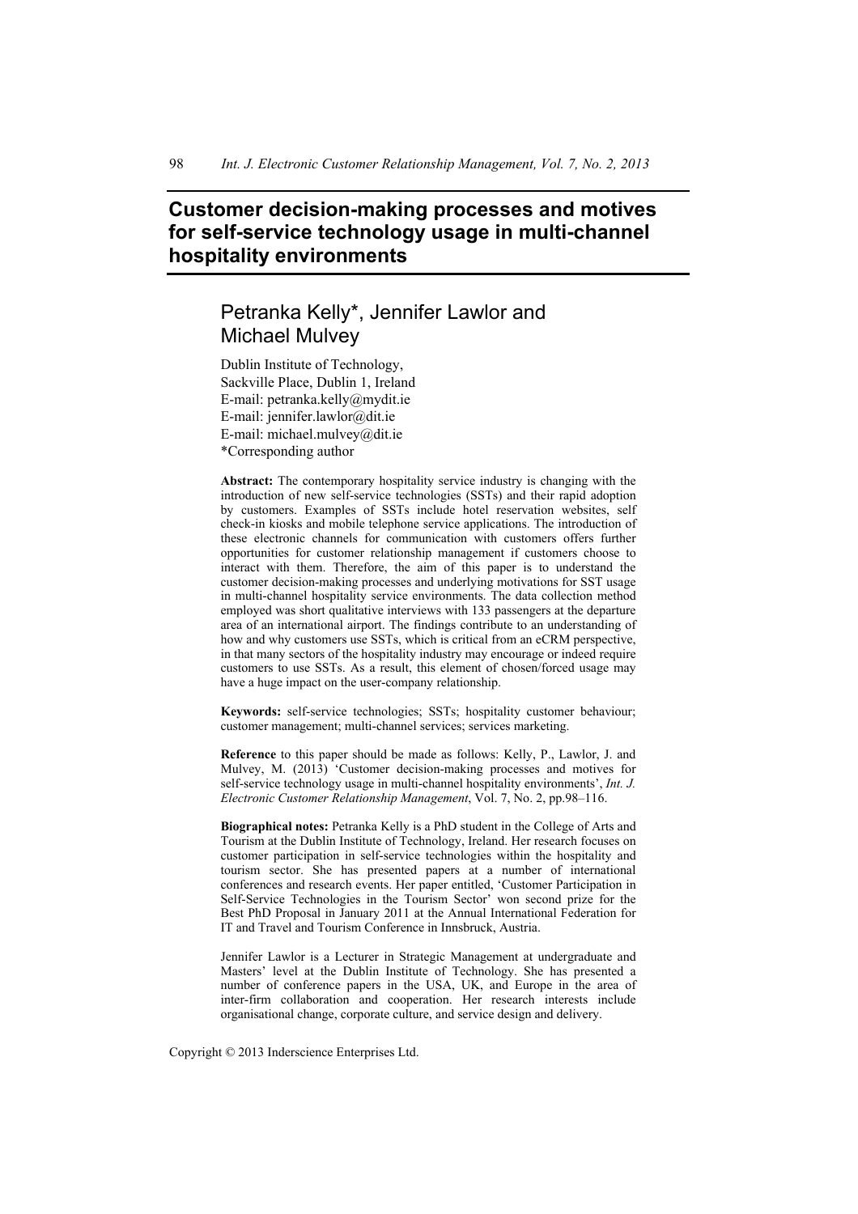# Customer decision-making processes and motives for self-service technology usage in multi-channel hospitality environments

## Petranka Kelly*, Jennifer Lawlor and Michael Mulvey

Dublin Institute of Technology,
Sackville Place, Dublin 1, Ireland
E-mail: petranka.kelly@mydit.ie
E-mail: jennifer.lawlor@dit.ie
E-mail: michael.mulvey@dit.ie
*Corresponding author

**Abstract:** The contemporary hospitality service industry is changing with the introduction of new self-service technologies (SSTs) and their rapid adoption by customers. Examples of SSTs include hotel reservation websites, self check-in kiosks and mobile telephone service applications. The introduction of these electronic channels for communication with customers offers further opportunities for customer relationship management if customers choose to interact with them. Therefore, the aim of this paper is to understand the customer decision-making processes and underlying motivations for SST usage in multi-channel hospitality service environments. The data collection method employed was short qualitative interviews with 133 passengers at the departure area of an international airport. The findings contribute to an understanding of how and why customers use SSTs, which is critical from an eCRM perspective, in that many sectors of the hospitality industry may encourage or indeed require customers to use SSTs. As a result, this element of chosen/forced usage may have a huge impact on the user-company relationship.

**Keywords:** self-service technologies; SSTs; hospitality customer behaviour; customer management; multi-channel services; services marketing.

**Reference** to this paper should be made as follows: Kelly, P., Lawlor, J. and Mulvey, M. (2013) 'Customer decision-making processes and motives for self-service technology usage in multi-channel hospitality environments', *Int. J. Electronic Customer Relationship Management*, Vol. 7, No. 2, pp.98–116.

**Biographical notes:** Petranka Kelly is a PhD student in the College of Arts and Tourism at the Dublin Institute of Technology, Ireland. Her research focuses on customer participation in self-service technologies within the hospitality and tourism sector. She has presented papers at a number of international conferences and research events. Her paper entitled, 'Customer Participation in Self-Service Technologies in the Tourism Sector' won second prize for the Best PhD Proposal in January 2011 at the Annual International Federation for IT and Travel and Tourism Conference in Innsbruck, Austria.

Jennifer Lawlor is a Lecturer in Strategic Management at undergraduate and Masters' level at the Dublin Institute of Technology. She has presented a number of conference papers in the USA, UK, and Europe in the area of inter-firm collaboration and cooperation. Her research interests include organisational change, corporate culture, and service design and delivery.

Copyright © 2013 Inderscience Enterprises Ltd.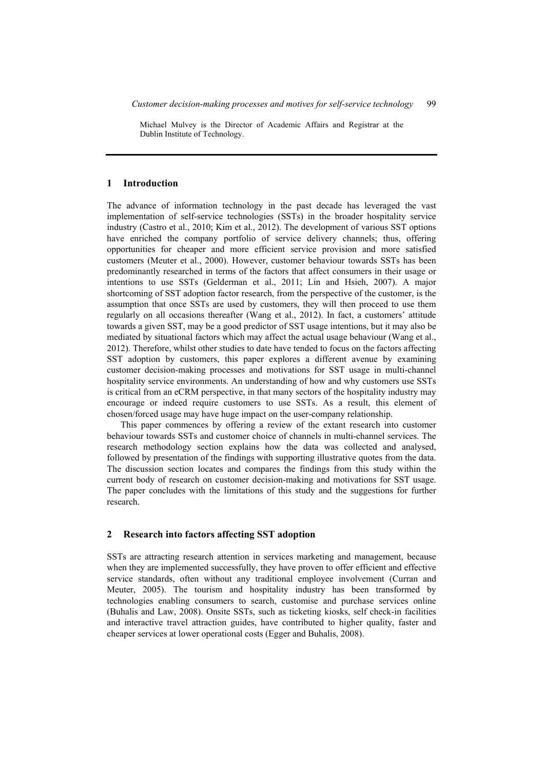Michael Mulvey is the Director of Academic Affairs and Registrar at the Dublin Institute of Technology.

## 1 Introduction

The advance of information technology in the past decade has leveraged the vast implementation of self-service technologies (SSTs) in the broader hospitality service industry (Castro et al., 2010; Kim et al., 2012). The development of various SST options have enriched the company portfolio of service delivery channels; thus, offering opportunities for cheaper and more efficient service provision and more satisfied customers (Meuter et al., 2000). However, customer behaviour towards SSTs has been predominantly researched in terms of the factors that affect consumers in their usage or intentions to use SSTs (Gelderman et al., 2011; Lin and Hsieh, 2007). A major shortcoming of SST adoption factor research, from the perspective of the customer, is the assumption that once SSTs are used by customers, they will then proceed to use them regularly on all occasions thereafter (Wang et al., 2012). In fact, a customers' attitude towards a given SST, may be a good predictor of SST usage intentions, but it may also be mediated by situational factors which may affect the actual usage behaviour (Wang et al., 2012). Therefore, whilst other studies to date have tended to focus on the factors affecting SST adoption by customers, this paper explores a different avenue by examining customer decision-making processes and motivations for SST usage in multi-channel hospitality service environments. An understanding of how and why customers use SSTs is critical from an eCRM perspective, in that many sectors of the hospitality industry may encourage or indeed require customers to use SSTs. As a result, this element of chosen/forced usage may have huge impact on the user-company relationship.

This paper commences by offering a review of the extant research into customer behaviour towards SSTs and customer choice of channels in multi-channel services. The research methodology section explains how the data was collected and analysed, followed by presentation of the findings with supporting illustrative quotes from the data. The discussion section locates and compares the findings from this study within the current body of research on customer decision-making and motivations for SST usage. The paper concludes with the limitations of this study and the suggestions for further research.

## 2 Research into factors affecting SST adoption

SSTs are attracting research attention in services marketing and management, because when they are implemented successfully, they have proven to offer efficient and effective service standards, often without any traditional employee involvement (Curran and Meuter, 2005). The tourism and hospitality industry has been transformed by technologies enabling consumers to search, customise and purchase services online (Buhalis and Law, 2008). Onsite SSTs, such as ticketing kiosks, self check-in facilities and interactive travel attraction guides, have contributed to higher quality, faster and cheaper services at lower operational costs (Egger and Buhalis, 2008).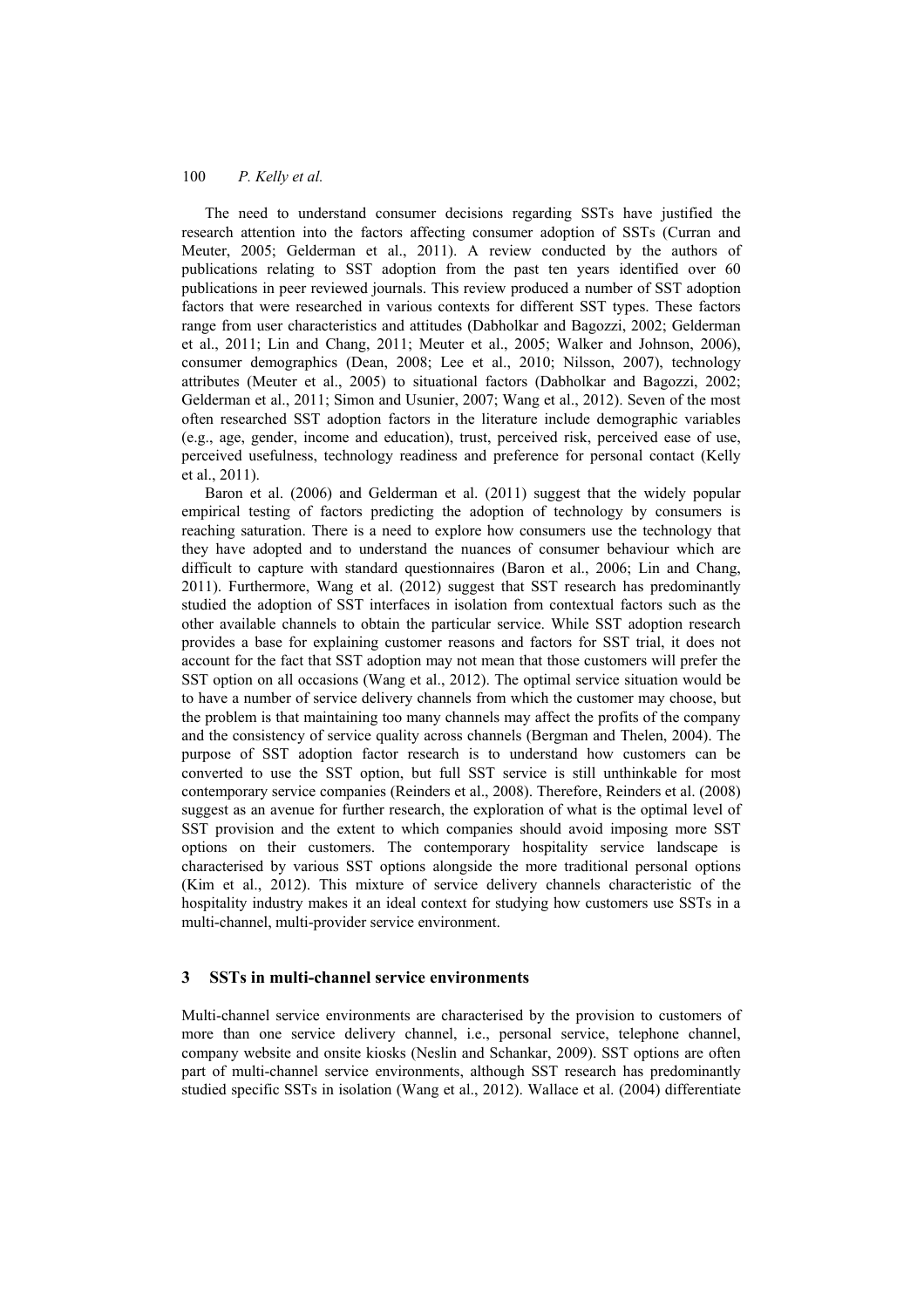The need to understand consumer decisions regarding SSTs have justified the research attention into the factors affecting consumer adoption of SSTs (Curran and Meuter, 2005; Gelderman et al., 2011). A review conducted by the authors of publications relating to SST adoption from the past ten years identified over 60 publications in peer reviewed journals. This review produced a number of SST adoption factors that were researched in various contexts for different SST types. These factors range from user characteristics and attitudes (Dabholkar and Bagozzi, 2002; Gelderman et al., 2011; Lin and Chang, 2011; Meuter et al., 2005; Walker and Johnson, 2006), consumer demographics (Dean, 2008; Lee et al., 2010; Nilsson, 2007), technology attributes (Meuter et al., 2005) to situational factors (Dabholkar and Bagozzi, 2002; Gelderman et al., 2011; Simon and Usunier, 2007; Wang et al., 2012). Seven of the most often researched SST adoption factors in the literature include demographic variables (e.g., age, gender, income and education), trust, perceived risk, perceived ease of use, perceived usefulness, technology readiness and preference for personal contact (Kelly et al., 2011).

Baron et al. (2006) and Gelderman et al. (2011) suggest that the widely popular empirical testing of factors predicting the adoption of technology by consumers is reaching saturation. There is a need to explore how consumers use the technology that they have adopted and to understand the nuances of consumer behaviour which are difficult to capture with standard questionnaires (Baron et al., 2006; Lin and Chang, 2011). Furthermore, Wang et al. (2012) suggest that SST research has predominantly studied the adoption of SST interfaces in isolation from contextual factors such as the other available channels to obtain the particular service. While SST adoption research provides a base for explaining customer reasons and factors for SST trial, it does not account for the fact that SST adoption may not mean that those customers will prefer the SST option on all occasions (Wang et al., 2012). The optimal service situation would be to have a number of service delivery channels from which the customer may choose, but the problem is that maintaining too many channels may affect the profits of the company and the consistency of service quality across channels (Bergman and Thelen, 2004). The purpose of SST adoption factor research is to understand how customers can be converted to use the SST option, but full SST service is still unthinkable for most contemporary service companies (Reinders et al., 2008). Therefore, Reinders et al. (2008) suggest as an avenue for further research, the exploration of what is the optimal level of SST provision and the extent to which companies should avoid imposing more SST options on their customers. The contemporary hospitality service landscape is characterised by various SST options alongside the more traditional personal options (Kim et al., 2012). This mixture of service delivery channels characteristic of the hospitality industry makes it an ideal context for studying how customers use SSTs in a multi-channel, multi-provider service environment.

## 3 SSTs in multi-channel service environments

Multi-channel service environments are characterised by the provision to customers of more than one service delivery channel, i.e., personal service, telephone channel, company website and onsite kiosks (Neslin and Schankar, 2009). SST options are often part of multi-channel service environments, although SST research has predominantly studied specific SSTs in isolation (Wang et al., 2012). Wallace et al. (2004) differentiate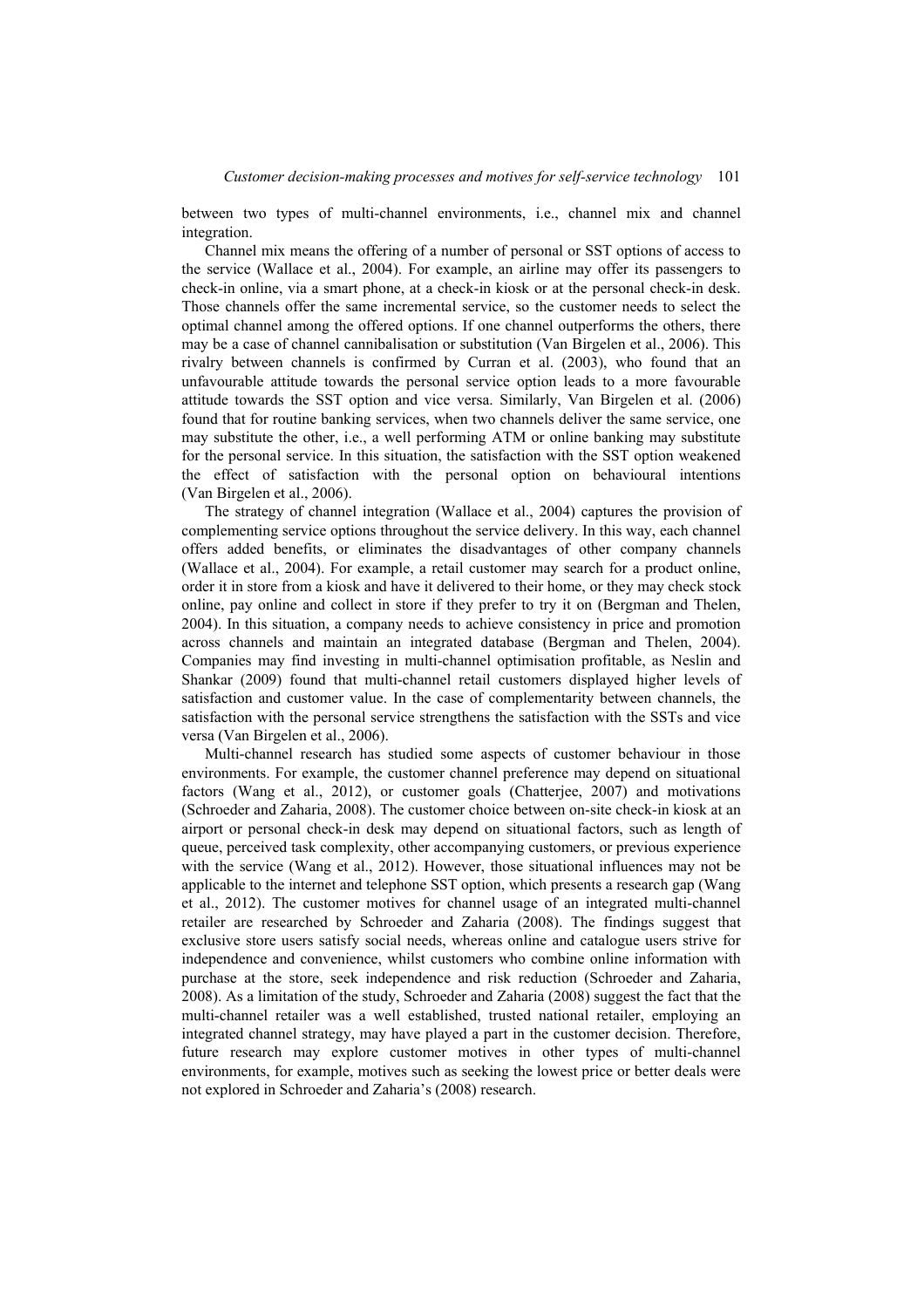between two types of multi-channel environments, i.e., channel mix and channel integration.

Channel mix means the offering of a number of personal or SST options of access to the service (Wallace et al., 2004). For example, an airline may offer its passengers to check-in online, via a smart phone, at a check-in kiosk or at the personal check-in desk. Those channels offer the same incremental service, so the customer needs to select the optimal channel among the offered options. If one channel outperforms the others, there may be a case of channel cannibalisation or substitution (Van Birgelen et al., 2006). This rivalry between channels is confirmed by Curran et al. (2003), who found that an unfavourable attitude towards the personal service option leads to a more favourable attitude towards the SST option and vice versa. Similarly, Van Birgelen et al. (2006) found that for routine banking services, when two channels deliver the same service, one may substitute the other, i.e., a well performing ATM or online banking may substitute for the personal service. In this situation, the satisfaction with the SST option weakened the effect of satisfaction with the personal option on behavioural intentions (Van Birgelen et al., 2006).

The strategy of channel integration (Wallace et al., 2004) captures the provision of complementing service options throughout the service delivery. In this way, each channel offers added benefits, or eliminates the disadvantages of other company channels (Wallace et al., 2004). For example, a retail customer may search for a product online, order it in store from a kiosk and have it delivered to their home, or they may check stock online, pay online and collect in store if they prefer to try it on (Bergman and Thelen, 2004). In this situation, a company needs to achieve consistency in price and promotion across channels and maintain an integrated database (Bergman and Thelen, 2004). Companies may find investing in multi-channel optimisation profitable, as Neslin and Shankar (2009) found that multi-channel retail customers displayed higher levels of satisfaction and customer value. In the case of complementarity between channels, the satisfaction with the personal service strengthens the satisfaction with the SSTs and vice versa (Van Birgelen et al., 2006).

Multi-channel research has studied some aspects of customer behaviour in those environments. For example, the customer channel preference may depend on situational factors (Wang et al., 2012), or customer goals (Chatterjee, 2007) and motivations (Schroeder and Zaharia, 2008). The customer choice between on-site check-in kiosk at an airport or personal check-in desk may depend on situational factors, such as length of queue, perceived task complexity, other accompanying customers, or previous experience with the service (Wang et al., 2012). However, those situational influences may not be applicable to the internet and telephone SST option, which presents a research gap (Wang et al., 2012). The customer motives for channel usage of an integrated multi-channel retailer are researched by Schroeder and Zaharia (2008). The findings suggest that exclusive store users satisfy social needs, whereas online and catalogue users strive for independence and convenience, whilst customers who combine online information with purchase at the store, seek independence and risk reduction (Schroeder and Zaharia, 2008). As a limitation of the study, Schroeder and Zaharia (2008) suggest the fact that the multi-channel retailer was a well established, trusted national retailer, employing an integrated channel strategy, may have played a part in the customer decision. Therefore, future research may explore customer motives in other types of multi-channel environments, for example, motives such as seeking the lowest price or better deals were not explored in Schroeder and Zaharia's (2008) research.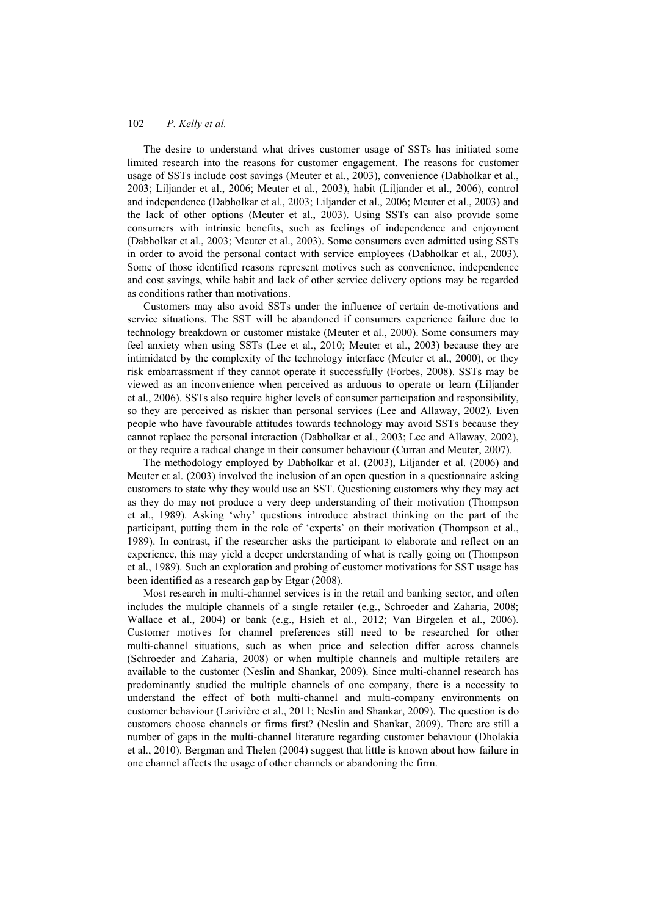The desire to understand what drives customer usage of SSTs has initiated some limited research into the reasons for customer engagement. The reasons for customer usage of SSTs include cost savings (Meuter et al., 2003), convenience (Dabholkar et al., 2003; Liljander et al., 2006; Meuter et al., 2003), habit (Liljander et al., 2006), control and independence (Dabholkar et al., 2003; Liljander et al., 2006; Meuter et al., 2003) and the lack of other options (Meuter et al., 2003). Using SSTs can also provide some consumers with intrinsic benefits, such as feelings of independence and enjoyment (Dabholkar et al., 2003; Meuter et al., 2003). Some consumers even admitted using SSTs in order to avoid the personal contact with service employees (Dabholkar et al., 2003). Some of those identified reasons represent motives such as convenience, independence and cost savings, while habit and lack of other service delivery options may be regarded as conditions rather than motivations.

Customers may also avoid SSTs under the influence of certain de-motivations and service situations. The SST will be abandoned if consumers experience failure due to technology breakdown or customer mistake (Meuter et al., 2000). Some consumers may feel anxiety when using SSTs (Lee et al., 2010; Meuter et al., 2003) because they are intimidated by the complexity of the technology interface (Meuter et al., 2000), or they risk embarrassment if they cannot operate it successfully (Forbes, 2008). SSTs may be viewed as an inconvenience when perceived as arduous to operate or learn (Liljander et al., 2006). SSTs also require higher levels of consumer participation and responsibility, so they are perceived as riskier than personal services (Lee and Allaway, 2002). Even people who have favourable attitudes towards technology may avoid SSTs because they cannot replace the personal interaction (Dabholkar et al., 2003; Lee and Allaway, 2002), or they require a radical change in their consumer behaviour (Curran and Meuter, 2007).

The methodology employed by Dabholkar et al. (2003), Liljander et al. (2006) and Meuter et al. (2003) involved the inclusion of an open question in a questionnaire asking customers to state why they would use an SST. Questioning customers why they may act as they do may not produce a very deep understanding of their motivation (Thompson et al., 1989). Asking 'why' questions introduce abstract thinking on the part of the participant, putting them in the role of 'experts' on their motivation (Thompson et al., 1989). In contrast, if the researcher asks the participant to elaborate and reflect on an experience, this may yield a deeper understanding of what is really going on (Thompson et al., 1989). Such an exploration and probing of customer motivations for SST usage has been identified as a research gap by Etgar (2008).

Most research in multi-channel services is in the retail and banking sector, and often includes the multiple channels of a single retailer (e.g., Schroeder and Zaharia, 2008; Wallace et al., 2004) or bank (e.g., Hsieh et al., 2012; Van Birgelen et al., 2006). Customer motives for channel preferences still need to be researched for other multi-channel situations, such as when price and selection differ across channels (Schroeder and Zaharia, 2008) or when multiple channels and multiple retailers are available to the customer (Neslin and Shankar, 2009). Since multi-channel research has predominantly studied the multiple channels of one company, there is a necessity to understand the effect of both multi-channel and multi-company environments on customer behaviour (Larivière et al., 2011; Neslin and Shankar, 2009). The question is do customers choose channels or firms first? (Neslin and Shankar, 2009). There are still a number of gaps in the multi-channel literature regarding customer behaviour (Dholakia et al., 2010). Bergman and Thelen (2004) suggest that little is known about how failure in one channel affects the usage of other channels or abandoning the firm.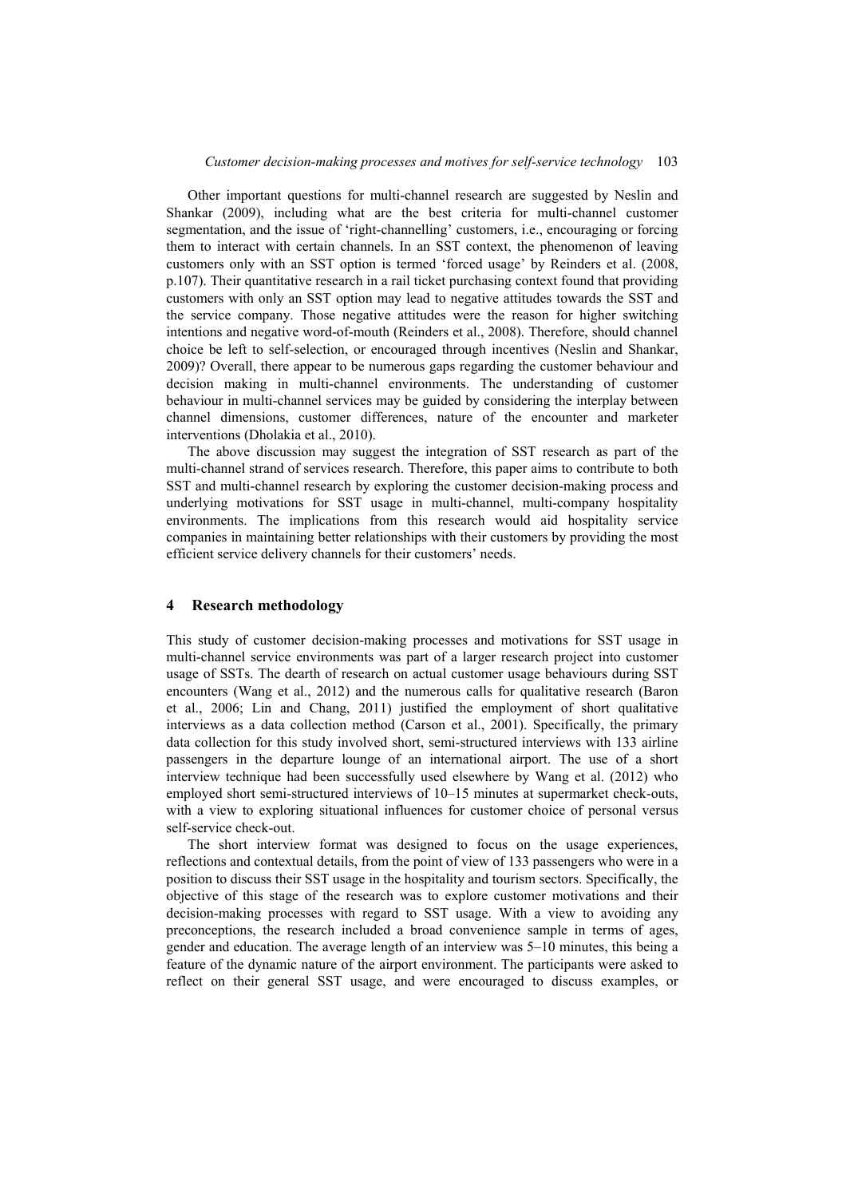Other important questions for multi-channel research are suggested by Neslin and Shankar (2009), including what are the best criteria for multi-channel customer segmentation, and the issue of 'right-channelling' customers, i.e., encouraging or forcing them to interact with certain channels. In an SST context, the phenomenon of leaving customers only with an SST option is termed 'forced usage' by Reinders et al. (2008, p.107). Their quantitative research in a rail ticket purchasing context found that providing customers with only an SST option may lead to negative attitudes towards the SST and the service company. Those negative attitudes were the reason for higher switching intentions and negative word-of-mouth (Reinders et al., 2008). Therefore, should channel choice be left to self-selection, or encouraged through incentives (Neslin and Shankar, 2009)? Overall, there appear to be numerous gaps regarding the customer behaviour and decision making in multi-channel environments. The understanding of customer behaviour in multi-channel services may be guided by considering the interplay between channel dimensions, customer differences, nature of the encounter and marketer interventions (Dholakia et al., 2010).

The above discussion may suggest the integration of SST research as part of the multi-channel strand of services research. Therefore, this paper aims to contribute to both SST and multi-channel research by exploring the customer decision-making process and underlying motivations for SST usage in multi-channel, multi-company hospitality environments. The implications from this research would aid hospitality service companies in maintaining better relationships with their customers by providing the most efficient service delivery channels for their customers' needs.

## 4 Research methodology

This study of customer decision-making processes and motivations for SST usage in multi-channel service environments was part of a larger research project into customer usage of SSTs. The dearth of research on actual customer usage behaviours during SST encounters (Wang et al., 2012) and the numerous calls for qualitative research (Baron et al., 2006; Lin and Chang, 2011) justified the employment of short qualitative interviews as a data collection method (Carson et al., 2001). Specifically, the primary data collection for this study involved short, semi-structured interviews with 133 airline passengers in the departure lounge of an international airport. The use of a short interview technique had been successfully used elsewhere by Wang et al. (2012) who employed short semi-structured interviews of 10–15 minutes at supermarket check-outs, with a view to exploring situational influences for customer choice of personal versus self-service check-out.

The short interview format was designed to focus on the usage experiences, reflections and contextual details, from the point of view of 133 passengers who were in a position to discuss their SST usage in the hospitality and tourism sectors. Specifically, the objective of this stage of the research was to explore customer motivations and their decision-making processes with regard to SST usage. With a view to avoiding any preconceptions, the research included a broad convenience sample in terms of ages, gender and education. The average length of an interview was 5–10 minutes, this being a feature of the dynamic nature of the airport environment. The participants were asked to reflect on their general SST usage, and were encouraged to discuss examples, or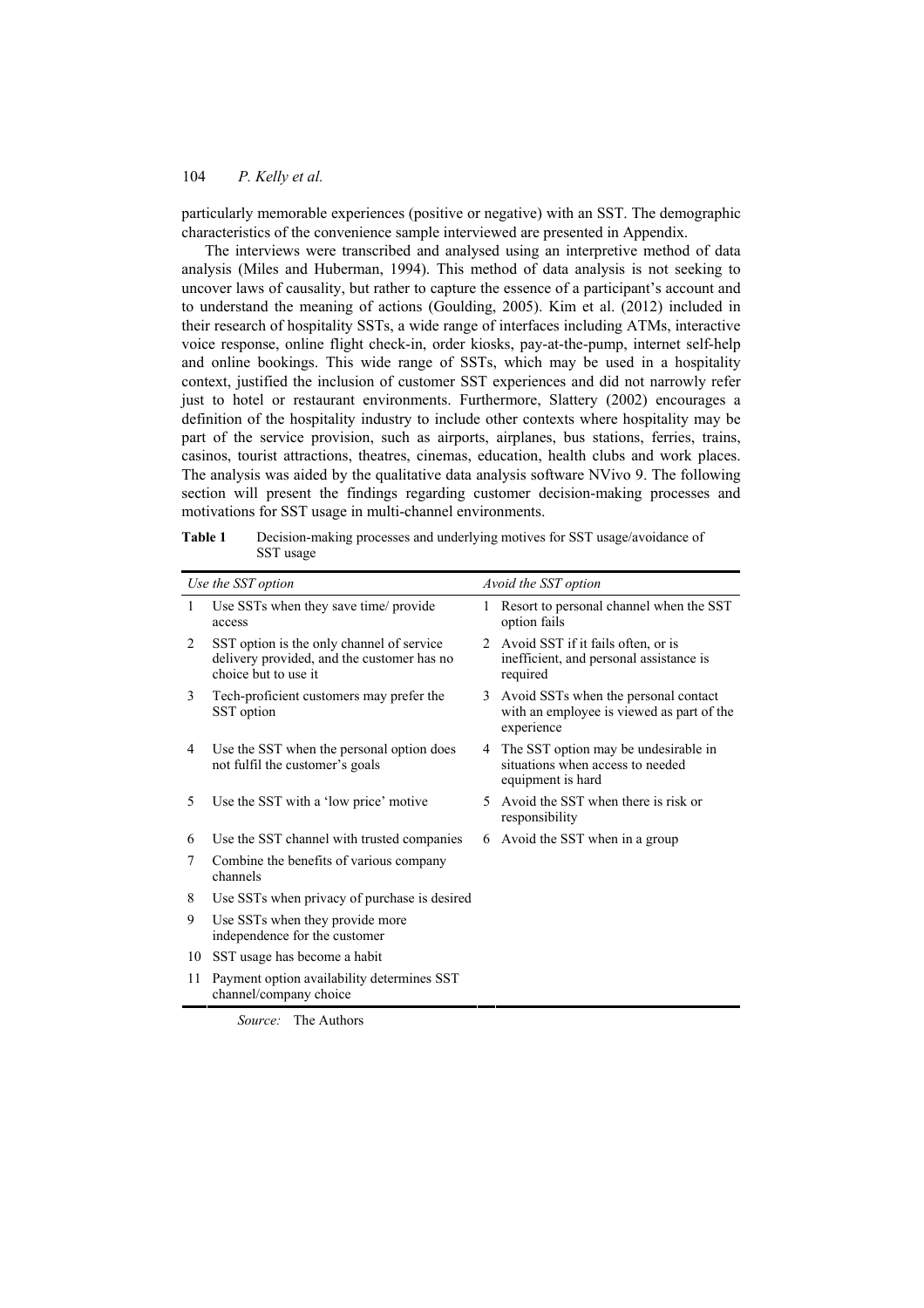particularly memorable experiences (positive or negative) with an SST. The demographic characteristics of the convenience sample interviewed are presented in Appendix.

The interviews were transcribed and analysed using an interpretive method of data analysis (Miles and Huberman, 1994). This method of data analysis is not seeking to uncover laws of causality, but rather to capture the essence of a participant's account and to understand the meaning of actions (Goulding, 2005). Kim et al. (2012) included in their research of hospitality SSTs, a wide range of interfaces including ATMs, interactive voice response, online flight check-in, order kiosks, pay-at-the-pump, internet self-help and online bookings. This wide range of SSTs, which may be used in a hospitality context, justified the inclusion of customer SST experiences and did not narrowly refer just to hotel or restaurant environments. Furthermore, Slattery (2002) encourages a definition of the hospitality industry to include other contexts where hospitality may be part of the service provision, such as airports, airplanes, bus stations, ferries, trains, casinos, tourist attractions, theatres, cinemas, education, health clubs and work places. The analysis was aided by the qualitative data analysis software NVivo 9. The following section will present the findings regarding customer decision-making processes and motivations for SST usage in multi-channel environments.

**Table 1** Decision-making processes and underlying motives for SST usage/avoidance of SST usage

| | *Use the SST option* | | *Avoid the SST option* |
|---|---|---|---|
| 1 | Use SSTs when they save time/ provide access | 1 | Resort to personal channel when the SST option fails |
| 2 | SST option is the only channel of service delivery provided, and the customer has no choice but to use it | 2 | Avoid SST if it fails often, or is inefficient, and personal assistance is required |
| 3 | Tech-proficient customers may prefer the SST option | 3 | Avoid SSTs when the personal contact with an employee is viewed as part of the experience |
| 4 | Use the SST when the personal option does not fulfil the customer's goals | 4 | The SST option may be undesirable in situations when access to needed equipment is hard |
| 5 | Use the SST with a 'low price' motive | 5 | Avoid the SST when there is risk or responsibility |
| 6 | Use the SST channel with trusted companies | 6 | Avoid the SST when in a group |
| 7 | Combine the benefits of various company channels | | |
| 8 | Use SSTs when privacy of purchase is desired | | |
| 9 | Use SSTs when they provide more independence for the customer | | |
| 10 | SST usage has become a habit | | |
| 11 | Payment option availability determines SST channel/company choice | | |

*Source:* The Authors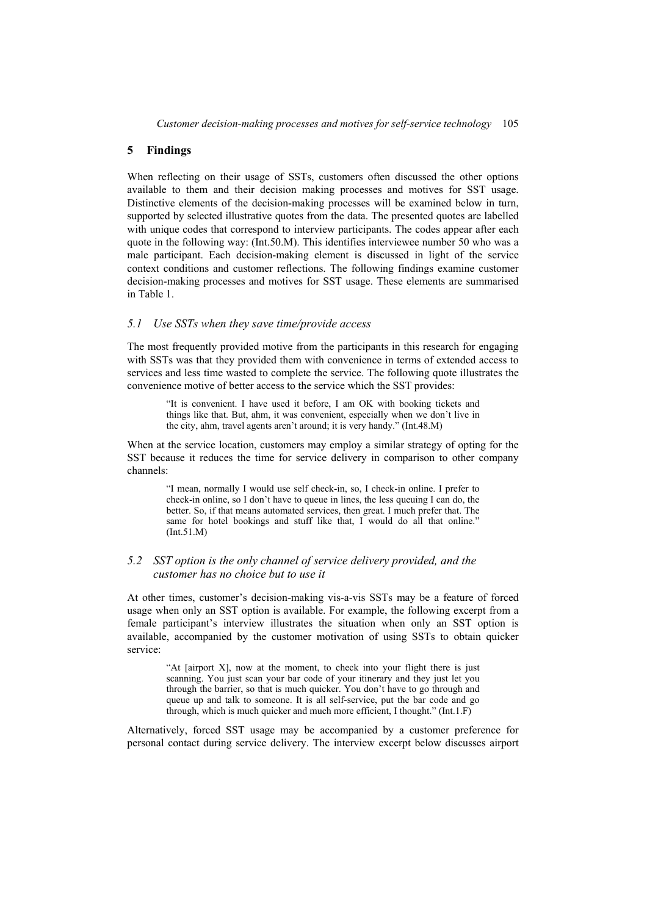## 5 Findings

When reflecting on their usage of SSTs, customers often discussed the other options available to them and their decision making processes and motives for SST usage. Distinctive elements of the decision-making processes will be examined below in turn, supported by selected illustrative quotes from the data. The presented quotes are labelled with unique codes that correspond to interview participants. The codes appear after each quote in the following way: (Int.50.M). This identifies interviewee number 50 who was a male participant. Each decision-making element is discussed in light of the service context conditions and customer reflections. The following findings examine customer decision-making processes and motives for SST usage. These elements are summarised in Table 1.

### *5.1 Use SSTs when they save time/provide access*

The most frequently provided motive from the participants in this research for engaging with SSTs was that they provided them with convenience in terms of extended access to services and less time wasted to complete the service. The following quote illustrates the convenience motive of better access to the service which the SST provides:

> "It is convenient. I have used it before, I am OK with booking tickets and things like that. But, ahm, it was convenient, especially when we don't live in the city, ahm, travel agents aren't around; it is very handy." (Int.48.M)

When at the service location, customers may employ a similar strategy of opting for the SST because it reduces the time for service delivery in comparison to other company channels:

> "I mean, normally I would use self check-in, so, I check-in online. I prefer to check-in online, so I don't have to queue in lines, the less queuing I can do, the better. So, if that means automated services, then great. I much prefer that. The same for hotel bookings and stuff like that, I would do all that online." (Int.51.M)

### *5.2 SST option is the only channel of service delivery provided, and the customer has no choice but to use it*

At other times, customer's decision-making vis-a-vis SSTs may be a feature of forced usage when only an SST option is available. For example, the following excerpt from a female participant's interview illustrates the situation when only an SST option is available, accompanied by the customer motivation of using SSTs to obtain quicker service:

> "At [airport X], now at the moment, to check into your flight there is just scanning. You just scan your bar code of your itinerary and they just let you through the barrier, so that is much quicker. You don't have to go through and queue up and talk to someone. It is all self-service, put the bar code and go through, which is much quicker and much more efficient, I thought." (Int.1.F)

Alternatively, forced SST usage may be accompanied by a customer preference for personal contact during service delivery. The interview excerpt below discusses airport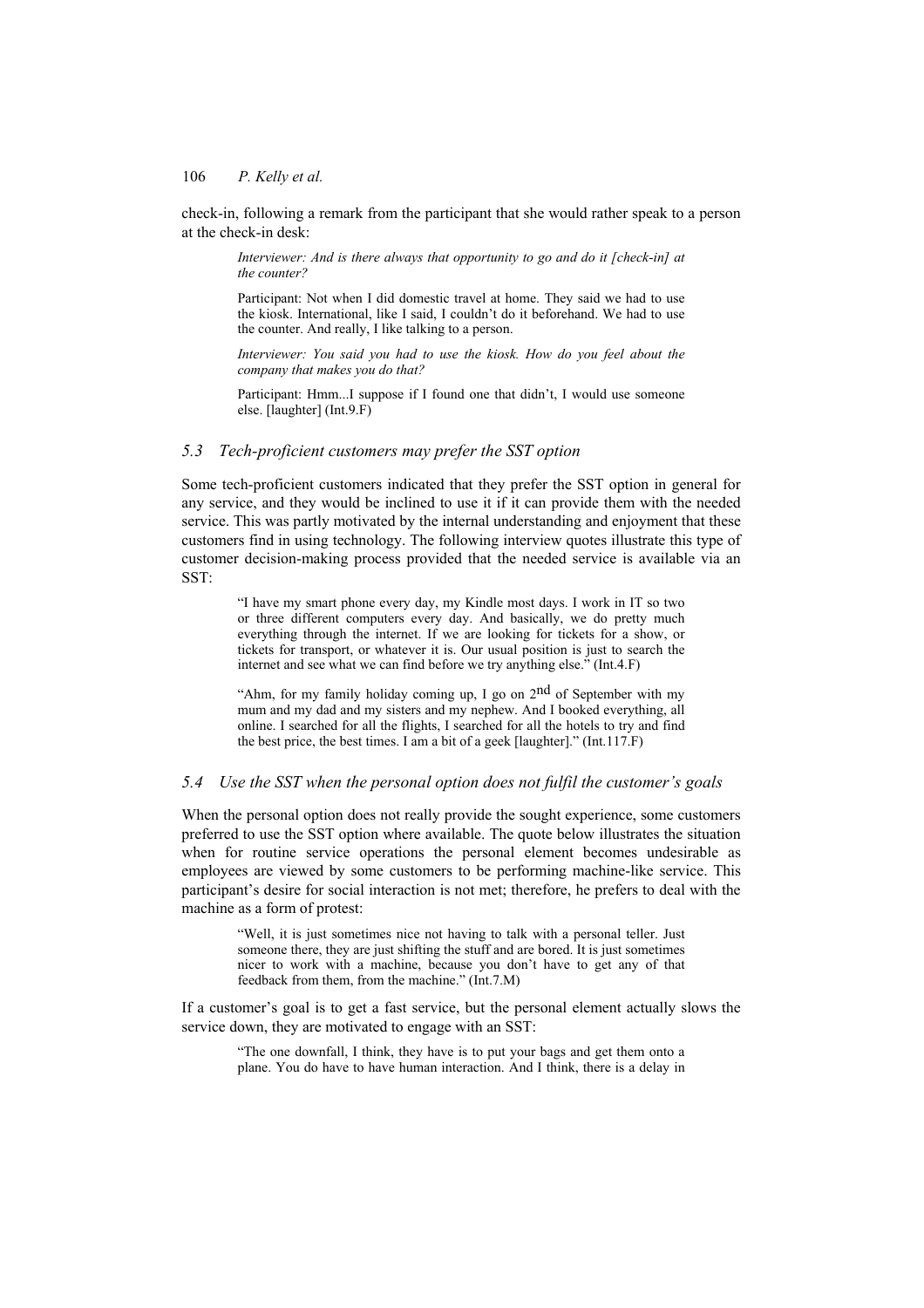check-in, following a remark from the participant that she would rather speak to a person at the check-in desk:

> *Interviewer: And is there always that opportunity to go and do it [check-in] at the counter?*
>
> Participant: Not when I did domestic travel at home. They said we had to use the kiosk. International, like I said, I couldn't do it beforehand. We had to use the counter. And really, I like talking to a person.
>
> *Interviewer: You said you had to use the kiosk. How do you feel about the company that makes you do that?*
>
> Participant: Hmm...I suppose if I found one that didn't, I would use someone else. [laughter] (Int.9.F)

### *5.3 Tech-proficient customers may prefer the SST option*

Some tech-proficient customers indicated that they prefer the SST option in general for any service, and they would be inclined to use it if it can provide them with the needed service. This was partly motivated by the internal understanding and enjoyment that these customers find in using technology. The following interview quotes illustrate this type of customer decision-making process provided that the needed service is available via an SST:

> "I have my smart phone every day, my Kindle most days. I work in IT so two or three different computers every day. And basically, we do pretty much everything through the internet. If we are looking for tickets for a show, or tickets for transport, or whatever it is. Our usual position is just to search the internet and see what we can find before we try anything else." (Int.4.F)

> "Ahm, for my family holiday coming up, I go on 2nd of September with my mum and my dad and my sisters and my nephew. And I booked everything, all online. I searched for all the flights, I searched for all the hotels to try and find the best price, the best times. I am a bit of a geek [laughter]." (Int.117.F)

### *5.4 Use the SST when the personal option does not fulfil the customer's goals*

When the personal option does not really provide the sought experience, some customers preferred to use the SST option where available. The quote below illustrates the situation when for routine service operations the personal element becomes undesirable as employees are viewed by some customers to be performing machine-like service. This participant's desire for social interaction is not met; therefore, he prefers to deal with the machine as a form of protest:

> "Well, it is just sometimes nice not having to talk with a personal teller. Just someone there, they are just shifting the stuff and are bored. It is just sometimes nicer to work with a machine, because you don't have to get any of that feedback from them, from the machine." (Int.7.M)

If a customer's goal is to get a fast service, but the personal element actually slows the service down, they are motivated to engage with an SST:

> "The one downfall, I think, they have is to put your bags and get them onto a plane. You do have to have human interaction. And I think, there is a delay in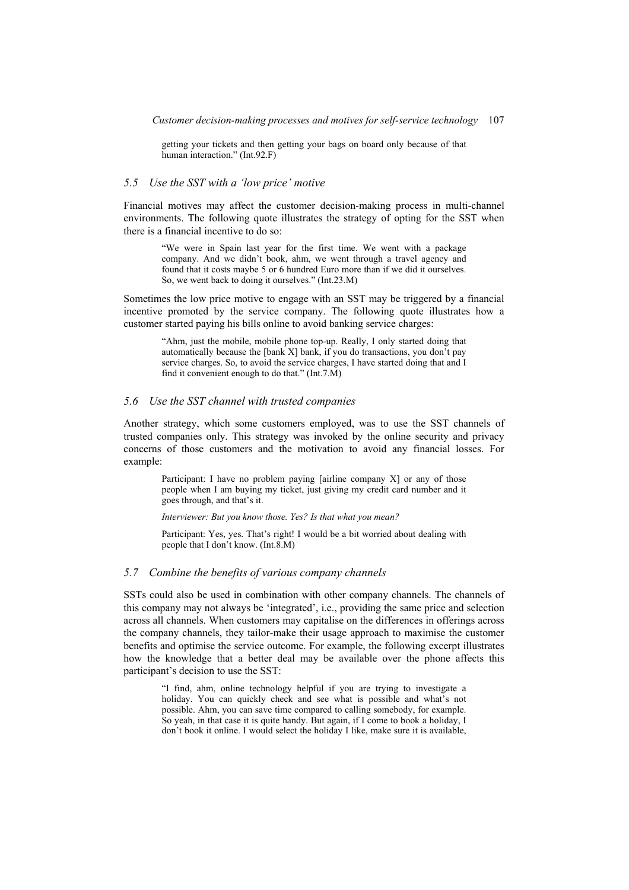getting your tickets and then getting your bags on board only because of that human interaction." (Int.92.F)

### *5.5 Use the SST with a 'low price' motive*

Financial motives may affect the customer decision-making process in multi-channel environments. The following quote illustrates the strategy of opting for the SST when there is a financial incentive to do so:

> "We were in Spain last year for the first time. We went with a package company. And we didn't book, ahm, we went through a travel agency and found that it costs maybe 5 or 6 hundred Euro more than if we did it ourselves. So, we went back to doing it ourselves." (Int.23.M)

Sometimes the low price motive to engage with an SST may be triggered by a financial incentive promoted by the service company. The following quote illustrates how a customer started paying his bills online to avoid banking service charges:

> "Ahm, just the mobile, mobile phone top-up. Really, I only started doing that automatically because the [bank X] bank, if you do transactions, you don't pay service charges. So, to avoid the service charges, I have started doing that and I find it convenient enough to do that." (Int.7.M)

### *5.6 Use the SST channel with trusted companies*

Another strategy, which some customers employed, was to use the SST channels of trusted companies only. This strategy was invoked by the online security and privacy concerns of those customers and the motivation to avoid any financial losses. For example:

> Participant: I have no problem paying [airline company X] or any of those people when I am buying my ticket, just giving my credit card number and it goes through, and that's it.
>
> *Interviewer: But you know those. Yes? Is that what you mean?*
>
> Participant: Yes, yes. That's right! I would be a bit worried about dealing with people that I don't know. (Int.8.M)

### *5.7 Combine the benefits of various company channels*

SSTs could also be used in combination with other company channels. The channels of this company may not always be 'integrated', i.e., providing the same price and selection across all channels. When customers may capitalise on the differences in offerings across the company channels, they tailor-make their usage approach to maximise the customer benefits and optimise the service outcome. For example, the following excerpt illustrates how the knowledge that a better deal may be available over the phone affects this participant's decision to use the SST:

> "I find, ahm, online technology helpful if you are trying to investigate a holiday. You can quickly check and see what is possible and what's not possible. Ahm, you can save time compared to calling somebody, for example. So yeah, in that case it is quite handy. But again, if I come to book a holiday, I don't book it online. I would select the holiday I like, make sure it is available,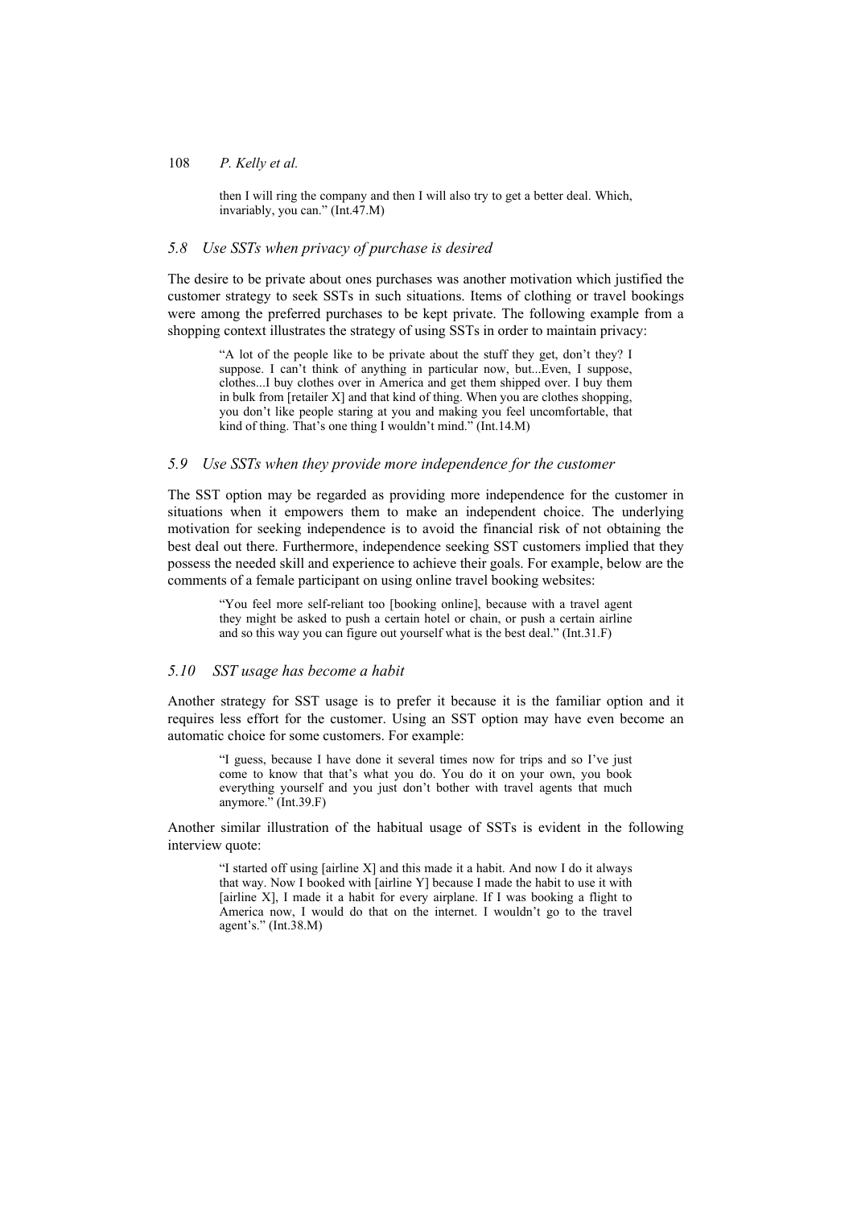then I will ring the company and then I will also try to get a better deal. Which, invariably, you can." (Int.47.M)

### *5.8 Use SSTs when privacy of purchase is desired*

The desire to be private about ones purchases was another motivation which justified the customer strategy to seek SSTs in such situations. Items of clothing or travel bookings were among the preferred purchases to be kept private. The following example from a shopping context illustrates the strategy of using SSTs in order to maintain privacy:

> "A lot of the people like to be private about the stuff they get, don't they? I suppose. I can't think of anything in particular now, but...Even, I suppose, clothes...I buy clothes over in America and get them shipped over. I buy them in bulk from [retailer X] and that kind of thing. When you are clothes shopping, you don't like people staring at you and making you feel uncomfortable, that kind of thing. That's one thing I wouldn't mind." (Int.14.M)

### *5.9 Use SSTs when they provide more independence for the customer*

The SST option may be regarded as providing more independence for the customer in situations when it empowers them to make an independent choice. The underlying motivation for seeking independence is to avoid the financial risk of not obtaining the best deal out there. Furthermore, independence seeking SST customers implied that they possess the needed skill and experience to achieve their goals. For example, below are the comments of a female participant on using online travel booking websites:

> "You feel more self-reliant too [booking online], because with a travel agent they might be asked to push a certain hotel or chain, or push a certain airline and so this way you can figure out yourself what is the best deal." (Int.31.F)

### *5.10 SST usage has become a habit*

Another strategy for SST usage is to prefer it because it is the familiar option and it requires less effort for the customer. Using an SST option may have even become an automatic choice for some customers. For example:

> "I guess, because I have done it several times now for trips and so I've just come to know that that's what you do. You do it on your own, you book everything yourself and you just don't bother with travel agents that much anymore." (Int.39.F)

Another similar illustration of the habitual usage of SSTs is evident in the following interview quote:

> "I started off using [airline X] and this made it a habit. And now I do it always that way. Now I booked with [airline Y] because I made the habit to use it with [airline X], I made it a habit for every airplane. If I was booking a flight to America now, I would do that on the internet. I wouldn't go to the travel agent's." (Int.38.M)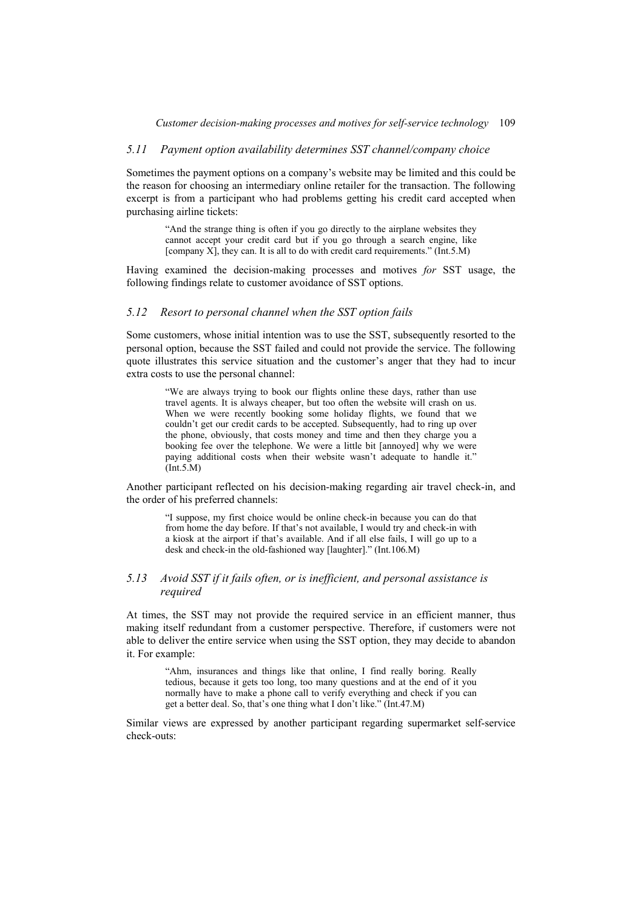### *5.11 Payment option availability determines SST channel/company choice*

Sometimes the payment options on a company's website may be limited and this could be the reason for choosing an intermediary online retailer for the transaction. The following excerpt is from a participant who had problems getting his credit card accepted when purchasing airline tickets:

> "And the strange thing is often if you go directly to the airplane websites they cannot accept your credit card but if you go through a search engine, like [company X], they can. It is all to do with credit card requirements." (Int.5.M)

Having examined the decision-making processes and motives *for* SST usage, the following findings relate to customer avoidance of SST options.

### *5.12 Resort to personal channel when the SST option fails*

Some customers, whose initial intention was to use the SST, subsequently resorted to the personal option, because the SST failed and could not provide the service. The following quote illustrates this service situation and the customer's anger that they had to incur extra costs to use the personal channel:

> "We are always trying to book our flights online these days, rather than use travel agents. It is always cheaper, but too often the website will crash on us. When we were recently booking some holiday flights, we found that we couldn't get our credit cards to be accepted. Subsequently, had to ring up over the phone, obviously, that costs money and time and then they charge you a booking fee over the telephone. We were a little bit [annoyed] why we were paying additional costs when their website wasn't adequate to handle it." (Int.5.M)

Another participant reflected on his decision-making regarding air travel check-in, and the order of his preferred channels:

> "I suppose, my first choice would be online check-in because you can do that from home the day before. If that's not available, I would try and check-in with a kiosk at the airport if that's available. And if all else fails, I will go up to a desk and check-in the old-fashioned way [laughter]." (Int.106.M)

### *5.13 Avoid SST if it fails often, or is inefficient, and personal assistance is required*

At times, the SST may not provide the required service in an efficient manner, thus making itself redundant from a customer perspective. Therefore, if customers were not able to deliver the entire service when using the SST option, they may decide to abandon it. For example:

> "Ahm, insurances and things like that online, I find really boring. Really tedious, because it gets too long, too many questions and at the end of it you normally have to make a phone call to verify everything and check if you can get a better deal. So, that's one thing what I don't like." (Int.47.M)

Similar views are expressed by another participant regarding supermarket self-service check-outs: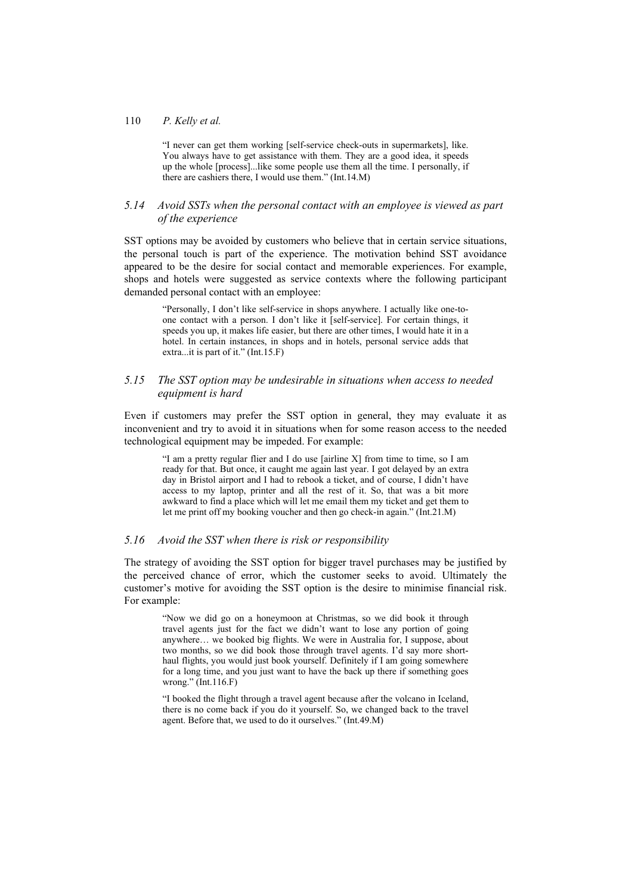> "I never can get them working [self-service check-outs in supermarkets], like. You always have to get assistance with them. They are a good idea, it speeds up the whole [process]...like some people use them all the time. I personally, if there are cashiers there, I would use them." (Int.14.M)

### *5.14 Avoid SSTs when the personal contact with an employee is viewed as part of the experience*

SST options may be avoided by customers who believe that in certain service situations, the personal touch is part of the experience. The motivation behind SST avoidance appeared to be the desire for social contact and memorable experiences. For example, shops and hotels were suggested as service contexts where the following participant demanded personal contact with an employee:

> "Personally, I don't like self-service in shops anywhere. I actually like one-to-one contact with a person. I don't like it [self-service]. For certain things, it speeds you up, it makes life easier, but there are other times, I would hate it in a hotel. In certain instances, in shops and in hotels, personal service adds that extra...it is part of it." (Int.15.F)

### *5.15 The SST option may be undesirable in situations when access to needed equipment is hard*

Even if customers may prefer the SST option in general, they may evaluate it as inconvenient and try to avoid it in situations when for some reason access to the needed technological equipment may be impeded. For example:

> "I am a pretty regular flier and I do use [airline X] from time to time, so I am ready for that. But once, it caught me again last year. I got delayed by an extra day in Bristol airport and I had to rebook a ticket, and of course, I didn't have access to my laptop, printer and all the rest of it. So, that was a bit more awkward to find a place which will let me email them my ticket and get them to let me print off my booking voucher and then go check-in again." (Int.21.M)

### *5.16 Avoid the SST when there is risk or responsibility*

The strategy of avoiding the SST option for bigger travel purchases may be justified by the perceived chance of error, which the customer seeks to avoid. Ultimately the customer's motive for avoiding the SST option is the desire to minimise financial risk. For example:

> "Now we did go on a honeymoon at Christmas, so we did book it through travel agents just for the fact we didn't want to lose any portion of going anywhere… we booked big flights. We were in Australia for, I suppose, about two months, so we did book those through travel agents. I'd say more short-haul flights, you would just book yourself. Definitely if I am going somewhere for a long time, and you just want to have the back up there if something goes wrong." (Int.116.F)

> "I booked the flight through a travel agent because after the volcano in Iceland, there is no come back if you do it yourself. So, we changed back to the travel agent. Before that, we used to do it ourselves." (Int.49.M)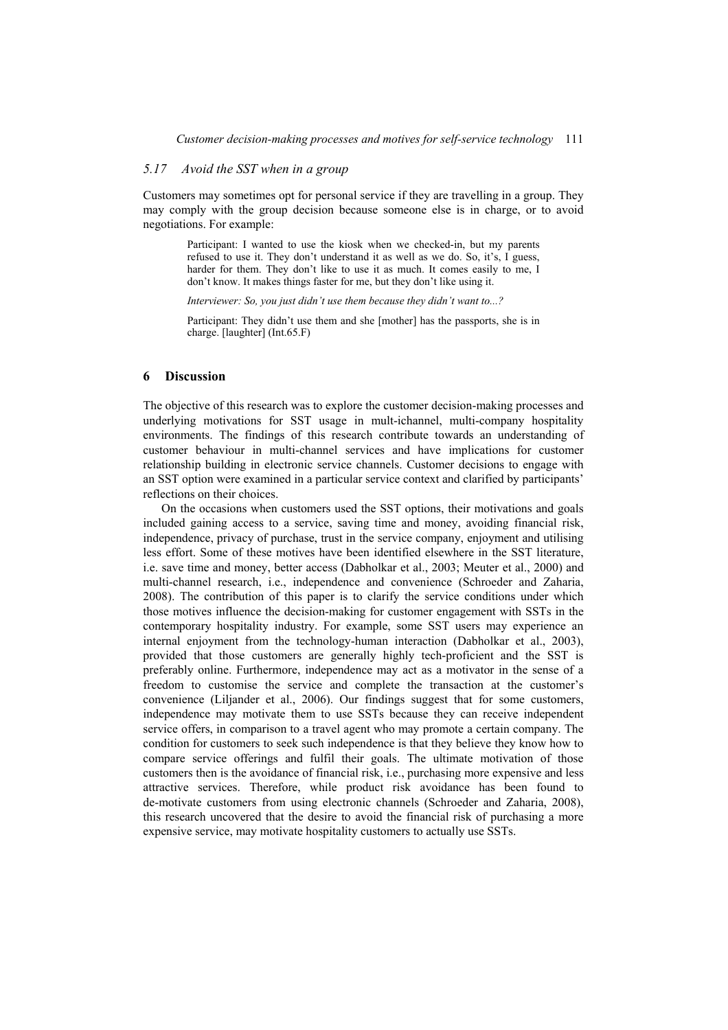### 5.17 Avoid the SST when in a group

Customers may sometimes opt for personal service if they are travelling in a group. They may comply with the group decision because someone else is in charge, or to avoid negotiations. For example:

> Participant: I wanted to use the kiosk when we checked-in, but my parents refused to use it. They don't understand it as well as we do. So, it's, I guess, harder for them. They don't like to use it as much. It comes easily to me, I don't know. It makes things faster for me, but they don't like using it.
>
> *Interviewer: So, you just didn't use them because they didn't want to...?*
>
> Participant: They didn't use them and she [mother] has the passports, she is in charge. [laughter] (Int.65.F)

## 6 Discussion

The objective of this research was to explore the customer decision-making processes and underlying motivations for SST usage in mult-ichannel, multi-company hospitality environments. The findings of this research contribute towards an understanding of customer behaviour in multi-channel services and have implications for customer relationship building in electronic service channels. Customer decisions to engage with an SST option were examined in a particular service context and clarified by participants' reflections on their choices.

On the occasions when customers used the SST options, their motivations and goals included gaining access to a service, saving time and money, avoiding financial risk, independence, privacy of purchase, trust in the service company, enjoyment and utilising less effort. Some of these motives have been identified elsewhere in the SST literature, i.e. save time and money, better access (Dabholkar et al., 2003; Meuter et al., 2000) and multi-channel research, i.e., independence and convenience (Schroeder and Zaharia, 2008). The contribution of this paper is to clarify the service conditions under which those motives influence the decision-making for customer engagement with SSTs in the contemporary hospitality industry. For example, some SST users may experience an internal enjoyment from the technology-human interaction (Dabholkar et al., 2003), provided that those customers are generally highly tech-proficient and the SST is preferably online. Furthermore, independence may act as a motivator in the sense of a freedom to customise the service and complete the transaction at the customer's convenience (Liljander et al., 2006). Our findings suggest that for some customers, independence may motivate them to use SSTs because they can receive independent service offers, in comparison to a travel agent who may promote a certain company. The condition for customers to seek such independence is that they believe they know how to compare service offerings and fulfil their goals. The ultimate motivation of those customers then is the avoidance of financial risk, i.e., purchasing more expensive and less attractive services. Therefore, while product risk avoidance has been found to de-motivate customers from using electronic channels (Schroeder and Zaharia, 2008), this research uncovered that the desire to avoid the financial risk of purchasing a more expensive service, may motivate hospitality customers to actually use SSTs.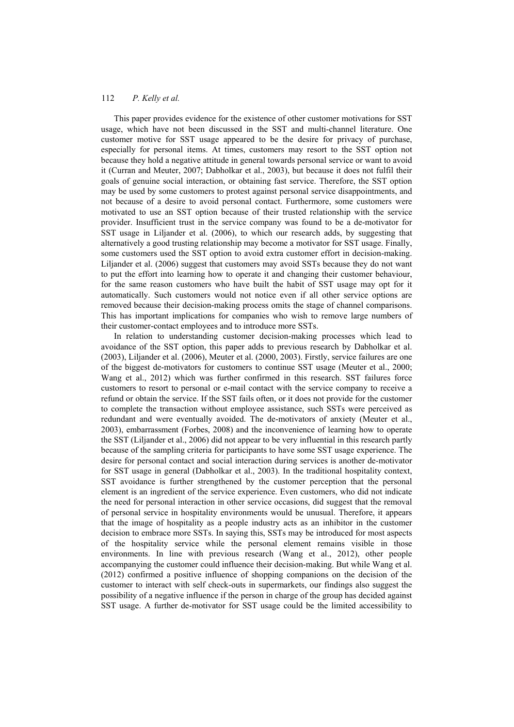This paper provides evidence for the existence of other customer motivations for SST usage, which have not been discussed in the SST and multi-channel literature. One customer motive for SST usage appeared to be the desire for privacy of purchase, especially for personal items. At times, customers may resort to the SST option not because they hold a negative attitude in general towards personal service or want to avoid it (Curran and Meuter, 2007; Dabholkar et al., 2003), but because it does not fulfil their goals of genuine social interaction, or obtaining fast service. Therefore, the SST option may be used by some customers to protest against personal service disappointments, and not because of a desire to avoid personal contact. Furthermore, some customers were motivated to use an SST option because of their trusted relationship with the service provider. Insufficient trust in the service company was found to be a de-motivator for SST usage in Liljander et al. (2006), to which our research adds, by suggesting that alternatively a good trusting relationship may become a motivator for SST usage. Finally, some customers used the SST option to avoid extra customer effort in decision-making. Liljander et al. (2006) suggest that customers may avoid SSTs because they do not want to put the effort into learning how to operate it and changing their customer behaviour, for the same reason customers who have built the habit of SST usage may opt for it automatically. Such customers would not notice even if all other service options are removed because their decision-making process omits the stage of channel comparisons. This has important implications for companies who wish to remove large numbers of their customer-contact employees and to introduce more SSTs.

In relation to understanding customer decision-making processes which lead to avoidance of the SST option, this paper adds to previous research by Dabholkar et al. (2003), Liljander et al. (2006), Meuter et al. (2000, 2003). Firstly, service failures are one of the biggest de-motivators for customers to continue SST usage (Meuter et al., 2000; Wang et al., 2012) which was further confirmed in this research. SST failures force customers to resort to personal or e-mail contact with the service company to receive a refund or obtain the service. If the SST fails often, or it does not provide for the customer to complete the transaction without employee assistance, such SSTs were perceived as redundant and were eventually avoided. The de-motivators of anxiety (Meuter et al., 2003), embarrassment (Forbes, 2008) and the inconvenience of learning how to operate the SST (Liljander et al., 2006) did not appear to be very influential in this research partly because of the sampling criteria for participants to have some SST usage experience. The desire for personal contact and social interaction during services is another de-motivator for SST usage in general (Dabholkar et al., 2003). In the traditional hospitality context, SST avoidance is further strengthened by the customer perception that the personal element is an ingredient of the service experience. Even customers, who did not indicate the need for personal interaction in other service occasions, did suggest that the removal of personal service in hospitality environments would be unusual. Therefore, it appears that the image of hospitality as a people industry acts as an inhibitor in the customer decision to embrace more SSTs. In saying this, SSTs may be introduced for most aspects of the hospitality service while the personal element remains visible in those environments. In line with previous research (Wang et al., 2012), other people accompanying the customer could influence their decision-making. But while Wang et al. (2012) confirmed a positive influence of shopping companions on the decision of the customer to interact with self check-outs in supermarkets, our findings also suggest the possibility of a negative influence if the person in charge of the group has decided against SST usage. A further de-motivator for SST usage could be the limited accessibility to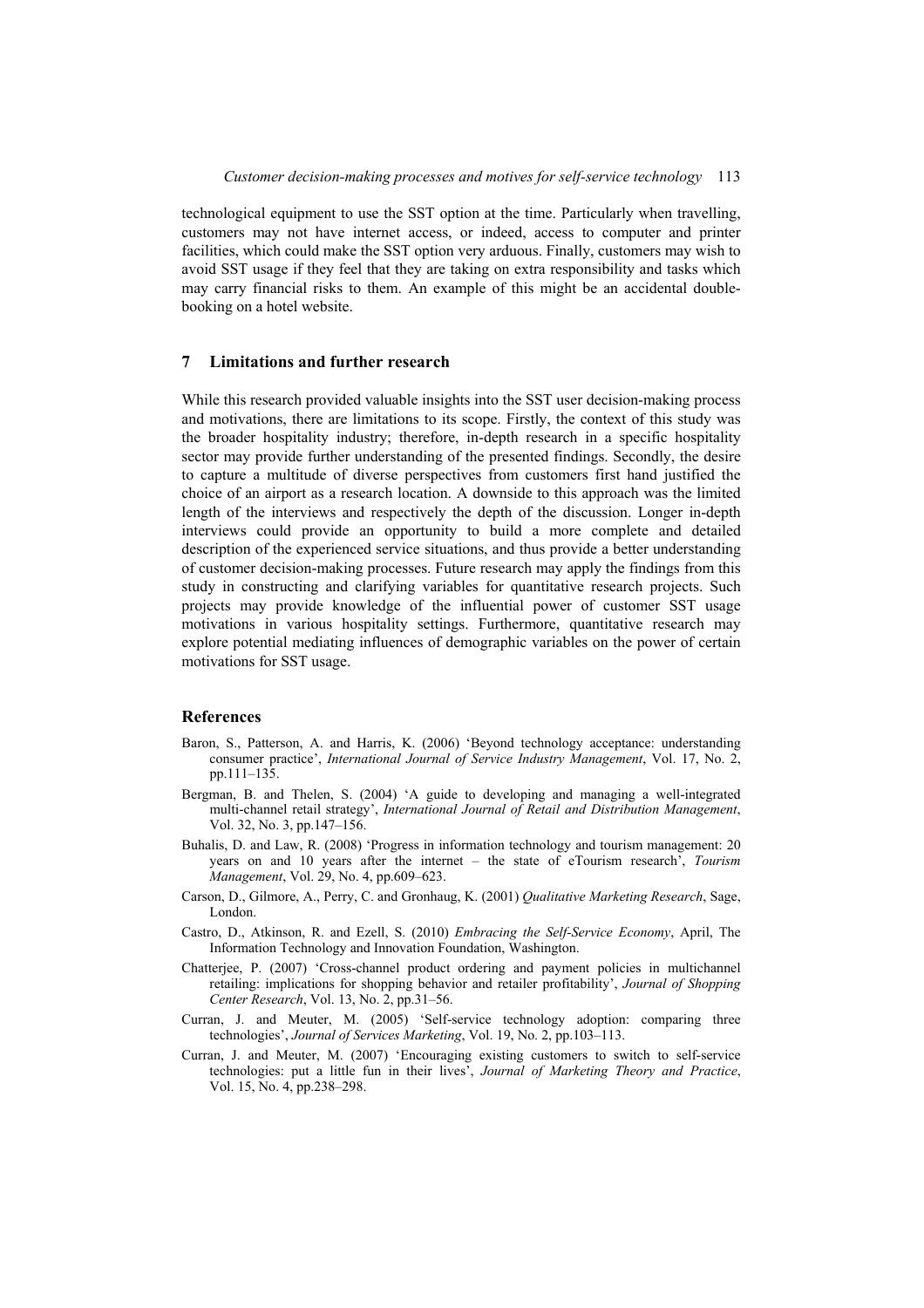technological equipment to use the SST option at the time. Particularly when travelling, customers may not have internet access, or indeed, access to computer and printer facilities, which could make the SST option very arduous. Finally, customers may wish to avoid SST usage if they feel that they are taking on extra responsibility and tasks which may carry financial risks to them. An example of this might be an accidental double-booking on a hotel website.

## 7 Limitations and further research

While this research provided valuable insights into the SST user decision-making process and motivations, there are limitations to its scope. Firstly, the context of this study was the broader hospitality industry; therefore, in-depth research in a specific hospitality sector may provide further understanding of the presented findings. Secondly, the desire to capture a multitude of diverse perspectives from customers first hand justified the choice of an airport as a research location. A downside to this approach was the limited length of the interviews and respectively the depth of the discussion. Longer in-depth interviews could provide an opportunity to build a more complete and detailed description of the experienced service situations, and thus provide a better understanding of customer decision-making processes. Future research may apply the findings from this study in constructing and clarifying variables for quantitative research projects. Such projects may provide knowledge of the influential power of customer SST usage motivations in various hospitality settings. Furthermore, quantitative research may explore potential mediating influences of demographic variables on the power of certain motivations for SST usage.

## References

Baron, S., Patterson, A. and Harris, K. (2006) 'Beyond technology acceptance: understanding consumer practice', *International Journal of Service Industry Management*, Vol. 17, No. 2, pp.111–135.

Bergman, B. and Thelen, S. (2004) 'A guide to developing and managing a well-integrated multi-channel retail strategy', *International Journal of Retail and Distribution Management*, Vol. 32, No. 3, pp.147–156.

Buhalis, D. and Law, R. (2008) 'Progress in information technology and tourism management: 20 years on and 10 years after the internet – the state of eTourism research', *Tourism Management*, Vol. 29, No. 4, pp.609–623.

Carson, D., Gilmore, A., Perry, C. and Gronhaug, K. (2001) *Qualitative Marketing Research*, Sage, London.

Castro, D., Atkinson, R. and Ezell, S. (2010) *Embracing the Self-Service Economy*, April, The Information Technology and Innovation Foundation, Washington.

Chatterjee, P. (2007) 'Cross-channel product ordering and payment policies in multichannel retailing: implications for shopping behavior and retailer profitability', *Journal of Shopping Center Research*, Vol. 13, No. 2, pp.31–56.

Curran, J. and Meuter, M. (2005) 'Self-service technology adoption: comparing three technologies', *Journal of Services Marketing*, Vol. 19, No. 2, pp.103–113.

Curran, J. and Meuter, M. (2007) 'Encouraging existing customers to switch to self-service technologies: put a little fun in their lives', *Journal of Marketing Theory and Practice*, Vol. 15, No. 4, pp.238–298.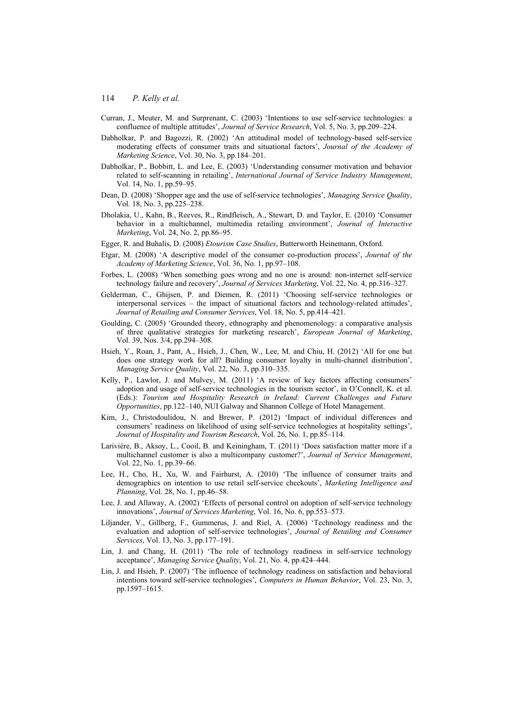Curran, J., Meuter, M. and Surprenant, C. (2003) 'Intentions to use self-service technologies: a confluence of multiple attitudes', *Journal of Service Research*, Vol. 5, No. 3, pp.209–224.

Dabholkar, P. and Bagozzi, R. (2002) 'An attitudinal model of technology-based self-service moderating effects of consumer traits and situational factors', *Journal of the Academy of Marketing Science*, Vol. 30, No. 3, pp.184–201.

Dabholkar, P., Bobbitt, L. and Lee, E. (2003) 'Understanding consumer motivation and behavior related to self-scanning in retailing', *International Journal of Service Industry Management*, Vol. 14, No. 1, pp.59–95.

Dean, D. (2008) 'Shopper age and the use of self-service technologies', *Managing Service Quality*, Vol. 18, No. 3, pp.225–238.

Dholakia, U., Kahn, B., Reeves, R., Rindfleisch, A., Stewart, D. and Taylor, E. (2010) 'Consumer behavior in a multichannel, multimedia retailing environment', *Journal of Interactive Marketing*, Vol. 24, No. 2, pp.86–95.

Egger, R. and Buhalis, D. (2008) *Etourism Case Studies*, Butterworth Heinemann, Oxford.

Etgar, M. (2008) 'A descriptive model of the consumer co-production process', *Journal of the Academy of Marketing Science*, Vol. 36, No. 1, pp.97–108.

Forbes, L. (2008) 'When something goes wrong and no one is around: non-internet self-service technology failure and recovery', *Journal of Services Marketing*, Vol. 22, No. 4, pp.316–327.

Gelderman, C., Ghijsen, P. and Diemen, R. (2011) 'Choosing self-service technologies or interpersonal services – the impact of situational factors and technology-related attitudes', *Journal of Retailing and Consumer Services*, Vol. 18, No. 5, pp.414–421.

Goulding, C. (2005) 'Grounded theory, ethnography and phenomenology: a comparative analysis of three qualitative strategies for marketing research', *European Journal of Marketing*, Vol. 39, Nos. 3/4, pp.294–308.

Hsieh, Y., Roan, J., Pant, A., Hsieh, J., Chen, W., Lee, M. and Chiu, H. (2012) 'All for one but does one strategy work for all? Building consumer loyalty in multi-channel distribution', *Managing Service Quality*, Vol. 22, No. 3, pp.310–335.

Kelly, P., Lawlor, J. and Mulvey, M. (2011) 'A review of key factors affecting consumers' adoption and usage of self-service technologies in the tourism sector', in O'Connell, K. et al. (Eds.): *Tourism and Hospitality Research in Ireland: Current Challenges and Future Opportunities*, pp.122–140, NUI Galway and Shannon College of Hotel Management.

Kim, J., Christodoulidou, N. and Brewer, P. (2012) 'Impact of individual differences and consumers' readiness on likelihood of using self-service technologies at hospitality settings', *Journal of Hospitality and Tourism Research*, Vol. 26, No. 1, pp.85–114.

Larivière, B., Aksoy, L., Cooil, B. and Keiningham, T. (2011) 'Does satisfaction matter more if a multichannel customer is also a multicompany customer?', *Journal of Service Management*, Vol. 22, No. 1, pp.39–66.

Lee, H., Cho, H., Xu, W. and Fairhurst, A. (2010) 'The influence of consumer traits and demographics on intention to use retail self-service checkouts', *Marketing Intelligence and Planning*, Vol. 28, No. 1, pp.46–58.

Lee, J. and Allaway, A. (2002) 'Effects of personal control on adoption of self-service technology innovations', *Journal of Services Marketing*, Vol. 16, No. 6, pp.553–573.

Liljander, V., Gillberg, F., Gummerus, J. and Riel, A. (2006) 'Technology readiness and the evaluation and adoption of self-service technologies', *Journal of Retailing and Consumer Services*, Vol. 13, No. 3, pp.177–191.

Lin, J. and Chang, H. (2011) 'The role of technology readiness in self-service technology acceptance', *Managing Service Quality*, Vol. 21, No. 4, pp.424–444.

Lin, J. and Hsieh, P. (2007) 'The influence of technology readiness on satisfaction and behavioral intentions toward self-service technologies', *Computers in Human Behavior*, Vol. 23, No. 3, pp.1597–1615.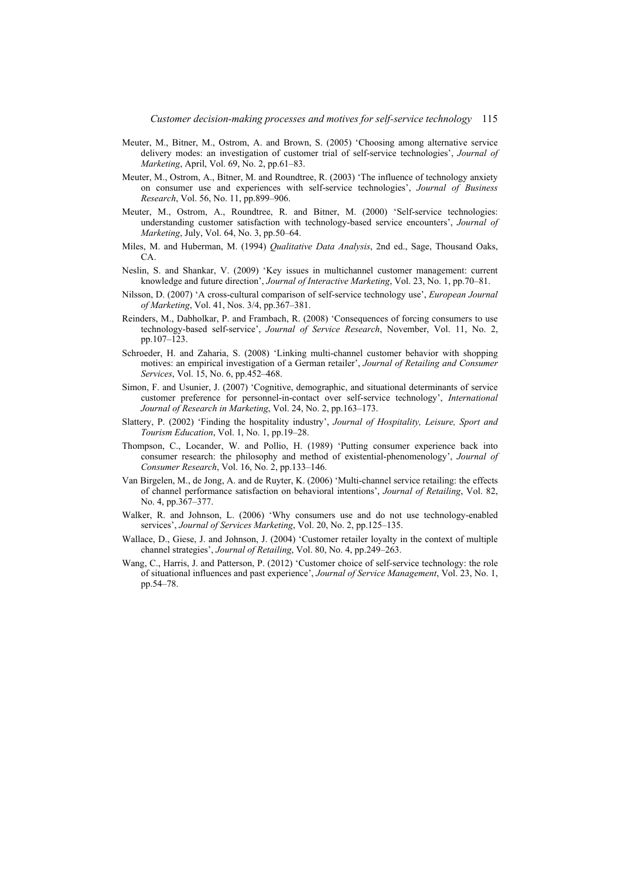Meuter, M., Bitner, M., Ostrom, A. and Brown, S. (2005) 'Choosing among alternative service delivery modes: an investigation of customer trial of self-service technologies', *Journal of Marketing*, April, Vol. 69, No. 2, pp.61–83.

Meuter, M., Ostrom, A., Bitner, M. and Roundtree, R. (2003) 'The influence of technology anxiety on consumer use and experiences with self-service technologies', *Journal of Business Research*, Vol. 56, No. 11, pp.899–906.

Meuter, M., Ostrom, A., Roundtree, R. and Bitner, M. (2000) 'Self-service technologies: understanding customer satisfaction with technology-based service encounters', *Journal of Marketing*, July, Vol. 64, No. 3, pp.50–64.

Miles, M. and Huberman, M. (1994) *Qualitative Data Analysis*, 2nd ed., Sage, Thousand Oaks, CA.

Neslin, S. and Shankar, V. (2009) 'Key issues in multichannel customer management: current knowledge and future direction', *Journal of Interactive Marketing*, Vol. 23, No. 1, pp.70–81.

Nilsson, D. (2007) 'A cross-cultural comparison of self-service technology use', *European Journal of Marketing*, Vol. 41, Nos. 3/4, pp.367–381.

Reinders, M., Dabholkar, P. and Frambach, R. (2008) 'Consequences of forcing consumers to use technology-based self-service', *Journal of Service Research*, November, Vol. 11, No. 2, pp.107–123.

Schroeder, H. and Zaharia, S. (2008) 'Linking multi-channel customer behavior with shopping motives: an empirical investigation of a German retailer', *Journal of Retailing and Consumer Services*, Vol. 15, No. 6, pp.452–468.

Simon, F. and Usunier, J. (2007) 'Cognitive, demographic, and situational determinants of service customer preference for personnel-in-contact over self-service technology', *International Journal of Research in Marketing*, Vol. 24, No. 2, pp.163–173.

Slattery, P. (2002) 'Finding the hospitality industry', *Journal of Hospitality, Leisure, Sport and Tourism Education*, Vol. 1, No. 1, pp.19–28.

Thompson, C., Locander, W. and Pollio, H. (1989) 'Putting consumer experience back into consumer research: the philosophy and method of existential-phenomenology', *Journal of Consumer Research*, Vol. 16, No. 2, pp.133–146.

Van Birgelen, M., de Jong, A. and de Ruyter, K. (2006) 'Multi-channel service retailing: the effects of channel performance satisfaction on behavioral intentions', *Journal of Retailing*, Vol. 82, No. 4, pp.367–377.

Walker, R. and Johnson, L. (2006) 'Why consumers use and do not use technology-enabled services', *Journal of Services Marketing*, Vol. 20, No. 2, pp.125–135.

Wallace, D., Giese, J. and Johnson, J. (2004) 'Customer retailer loyalty in the context of multiple channel strategies', *Journal of Retailing*, Vol. 80, No. 4, pp.249–263.

Wang, C., Harris, J. and Patterson, P. (2012) 'Customer choice of self-service technology: the role of situational influences and past experience', *Journal of Service Management*, Vol. 23, No. 1, pp.54–78.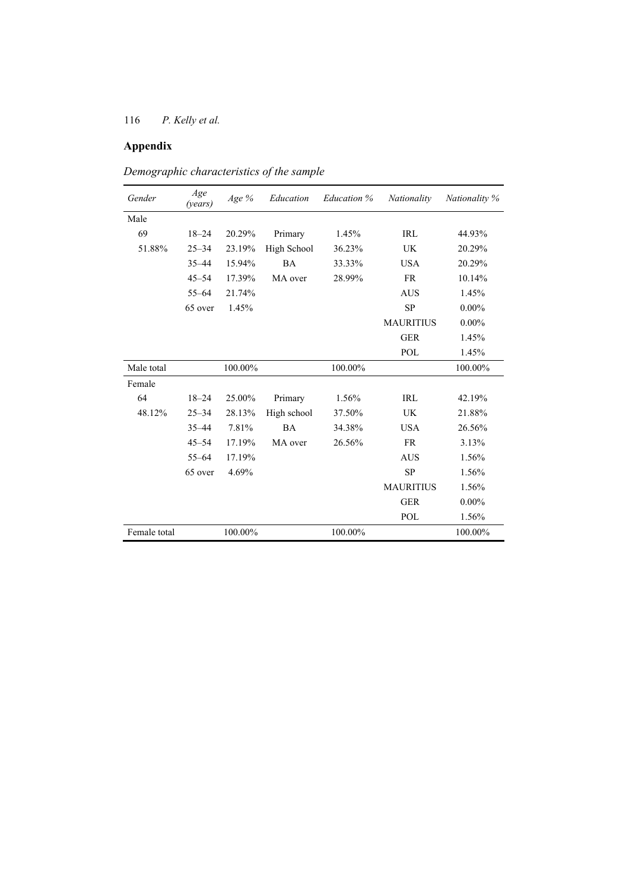## Appendix

*Demographic characteristics of the sample*

| *Gender* | *Age (years)* | *Age %* | *Education* | *Education %* | *Nationality* | *Nationality %* |
|---|---|---|---|---|---|---|
| Male | | | | | | |
| 69 | 18–24 | 20.29% | Primary | 1.45% | IRL | 44.93% |
| 51.88% | 25–34 | 23.19% | High School | 36.23% | UK | 20.29% |
| | 35–44 | 15.94% | BA | 33.33% | USA | 20.29% |
| | 45–54 | 17.39% | MA over | 28.99% | FR | 10.14% |
| | 55–64 | 21.74% | | | AUS | 1.45% |
| | 65 over | 1.45% | | | SP | 0.00% |
| | | | | | MAURITIUS | 0.00% |
| | | | | | GER | 1.45% |
| | | | | | POL | 1.45% |
| Male total | | 100.00% | | 100.00% | | 100.00% |
| Female | | | | | | |
| 64 | 18–24 | 25.00% | Primary | 1.56% | IRL | 42.19% |
| 48.12% | 25–34 | 28.13% | High school | 37.50% | UK | 21.88% |
| | 35–44 | 7.81% | BA | 34.38% | USA | 26.56% |
| | 45–54 | 17.19% | MA over | 26.56% | FR | 3.13% |
| | 55–64 | 17.19% | | | AUS | 1.56% |
| | 65 over | 4.69% | | | SP | 1.56% |
| | | | | | MAURITIUS | 1.56% |
| | | | | | GER | 0.00% |
| | | | | | POL | 1.56% |
| Female total | | 100.00% | | 100.00% | | 100.00% |